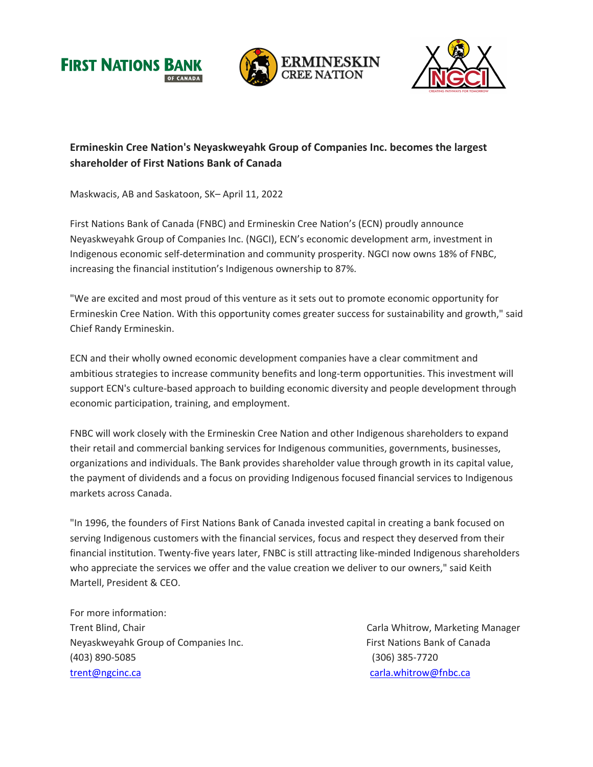# Ermineskin Cree Nation's Neyaskweyahk Group of Companies Inc. becomes the largest shareholder of First Nations Bank of Canada

Maskwacis, AB and Saskatoon, SK– April 11, 2022

First Nations Bank of Canada (FNBC) and Ermineskin Cree Nation's (ECN) proudly announce Neyaskweyahk Group of Companies Inc. (NGCI), ECN's economic development arm, investment in Indigenous economic self-determination and community prosperity. NGCI now owns 18% of FNBC, increasing the financial institution's Indigenous ownership to 87%.

"We are excited and most proud of this venture as it sets out to promote economic opportunity for Ermineskin Cree Nation. With this opportunity comes greater success for sustainability and growth," said Chief Randy Ermineskin.

ECN and their wholly owned economic development companies have a clear commitment and ambitious strategies to increase community benefits and long-term opportunities. This investment will support ECN's culture-based approach to building economic diversity and people development through economic participation, training, and employment.

FNBC will work closely with the Ermineskin Cree Nation and other Indigenous shareholders to expand their retail and commercial banking services for Indigenous communities, governments, businesses, organizations and individuals. The Bank provides shareholder value through growth in its capital value, the payment of dividends and a focus on providing Indigenous focused financial services to Indigenous markets across Canada.

"In 1996, the founders of First Nations Bank of Canada invested capital in creating a bank focused on serving Indigenous customers with the financial services, focus and respect they deserved from their financial institution. Twenty-five years later, FNBC is still attracting like-minded Indigenous shareholders who appreciate the services we offer and the value creation we deliver to our owners," said Keith Martell, President & CEO.

For more information:

Trent Blind, Chair
Neyaskweyahk Group of Companies Inc.
(403) 890-5085
trent@ngcinc.ca

Carla Whitrow, Marketing Manager
First Nations Bank of Canada
(306) 385-7720
carla.whitrow@fnbc.ca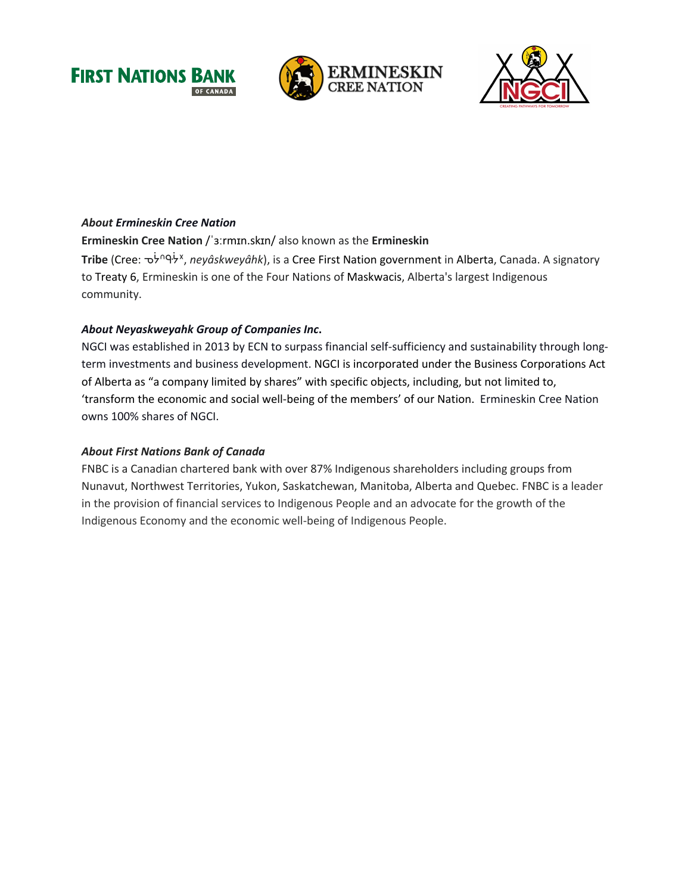### *About Ermineskin Cree Nation*

**Ermineskin Cree Nation** /ˈɜːrmɪn.skɪn/ also known as the **Ermineskin Tribe** (Cree: ᓀᔮᐢᑫᔮᕽ, *neyâskweyâhk*), is a Cree First Nation government in Alberta, Canada. A signatory to Treaty 6, Ermineskin is one of the Four Nations of Maskwacis, Alberta's largest Indigenous community.

### *About Neyaskweyahk Group of Companies Inc.*

NGCI was established in 2013 by ECN to surpass financial self-sufficiency and sustainability through long-term investments and business development. NGCI is incorporated under the Business Corporations Act of Alberta as "a company limited by shares" with specific objects, including, but not limited to, 'transform the economic and social well-being of the members' of our Nation. Ermineskin Cree Nation owns 100% shares of NGCI.

### *About First Nations Bank of Canada*

FNBC is a Canadian chartered bank with over 87% Indigenous shareholders including groups from Nunavut, Northwest Territories, Yukon, Saskatchewan, Manitoba, Alberta and Quebec. FNBC is a leader in the provision of financial services to Indigenous People and an advocate for the growth of the Indigenous Economy and the economic well-being of Indigenous People.